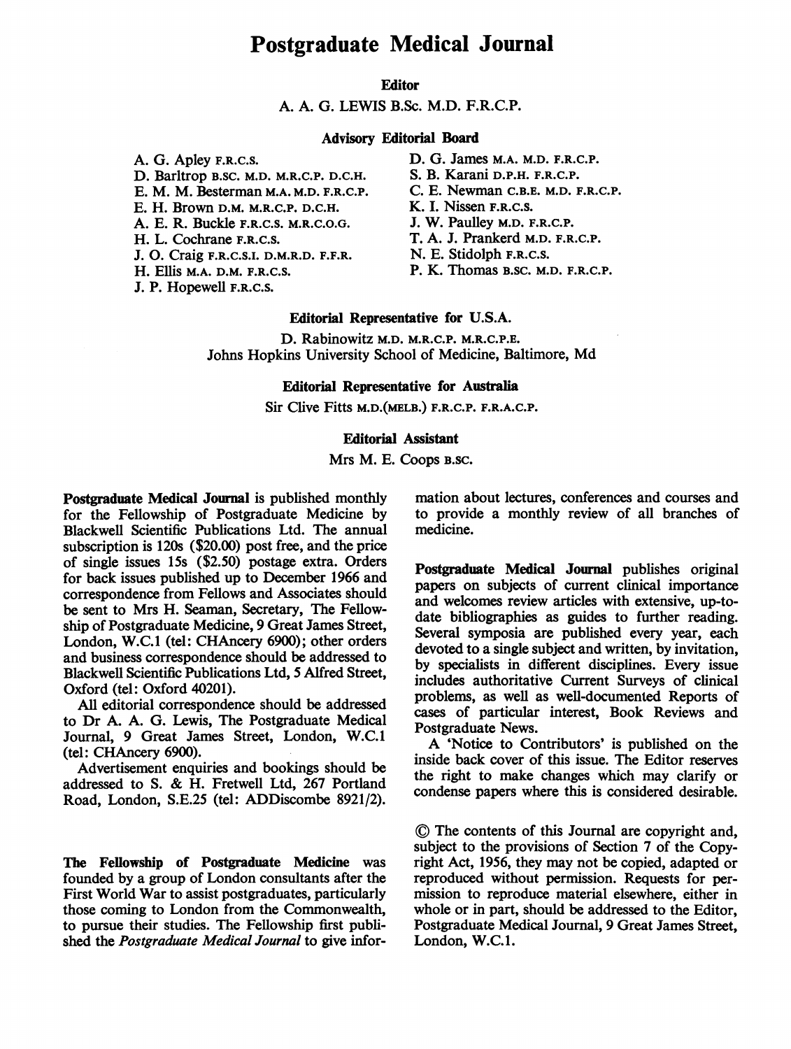# Postgraduate Medical Journal

**Editor**

A. A. G. LEWIS B.Sc. M.D. F.R.C.P.

**Advisory Editorial Board**

A. G. Apley F.R.C.S.
D. Barltrop B.SC. M.D. M.R.C.P. D.C.H.
E. M. M. Besterman M.A. M.D. F.R.C.P.
E. H. Brown D.M. M.R.C.P. D.C.H.
A. E. R. Buckle F.R.C.S. M.R.C.O.G.
H. L. Cochrane F.R.C.S.
J. O. Craig F.R.C.S.I. D.M.R.D. F.F.R.
H. Ellis M.A. D.M. F.R.C.S.
J. P. Hopewell F.R.C.S.
D. G. James M.A. M.D. F.R.C.P.
S. B. Karani D.P.H. F.R.C.P.
C. E. Newman C.B.E. M.D. F.R.C.P.
K. I. Nissen F.R.C.S.
J. W. Paulley M.D. F.R.C.P.
T. A. J. Prankerd M.D. F.R.C.P.
N. E. Stidolph F.R.C.S.
P. K. Thomas B.SC. M.D. F.R.C.P.

**Editorial Representative for U.S.A.**

D. Rabinowitz M.D. M.R.C.P. M.R.C.P.E.
Johns Hopkins University School of Medicine, Baltimore, Md

**Editorial Representative for Australia**

Sir Clive Fitts M.D.(MELB.) F.R.C.P. F.R.A.C.P.

**Editorial Assistant**

Mrs M. E. Coops B.SC.

**Postgraduate Medical Journal** is published monthly for the Fellowship of Postgraduate Medicine by Blackwell Scientific Publications Ltd. The annual subscription is 120s ($20.00) post free, and the price of single issues 15s ($2.50) postage extra. Orders for back issues published up to December 1966 and correspondence from Fellows and Associates should be sent to Mrs H. Seaman, Secretary, The Fellowship of Postgraduate Medicine, 9 Great James Street, London, W.C.1 (tel: CHAncery 6900); other orders and business correspondence should be addressed to Blackwell Scientific Publications Ltd, 5 Alfred Street, Oxford (tel: Oxford 40201).

All editorial correspondence should be addressed to Dr A. A. G. Lewis, The Postgraduate Medical Journal, 9 Great James Street, London, W.C.1 (tel: CHAncery 6900).

Advertisement enquiries and bookings should be addressed to S. & H. Fretwell Ltd, 267 Portland Road, London, S.E.25 (tel: ADDiscombe 8921/2).

**The Fellowship of Postgraduate Medicine** was founded by a group of London consultants after the First World War to assist postgraduates, particularly those coming to London from the Commonwealth, to pursue their studies. The Fellowship first published the *Postgraduate Medical Journal* to give information about lectures, conferences and courses and to provide a monthly review of all branches of medicine.

**Postgraduate Medical Journal** publishes original papers on subjects of current clinical importance and welcomes review articles with extensive, up-to-date bibliographies as guides to further reading. Several symposia are published every year, each devoted to a single subject and written, by invitation, by specialists in different disciplines. Every issue includes authoritative Current Surveys of clinical problems, as well as well-documented Reports of cases of particular interest, Book Reviews and Postgraduate News.

A 'Notice to Contributors' is published on the inside back cover of this issue. The Editor reserves the right to make changes which may clarify or condense papers where this is considered desirable.

© The contents of this Journal are copyright and, subject to the provisions of Section 7 of the Copyright Act, 1956, they may not be copied, adapted or reproduced without permission. Requests for permission to reproduce material elsewhere, either in whole or in part, should be addressed to the Editor, Postgraduate Medical Journal, 9 Great James Street, London, W.C.1.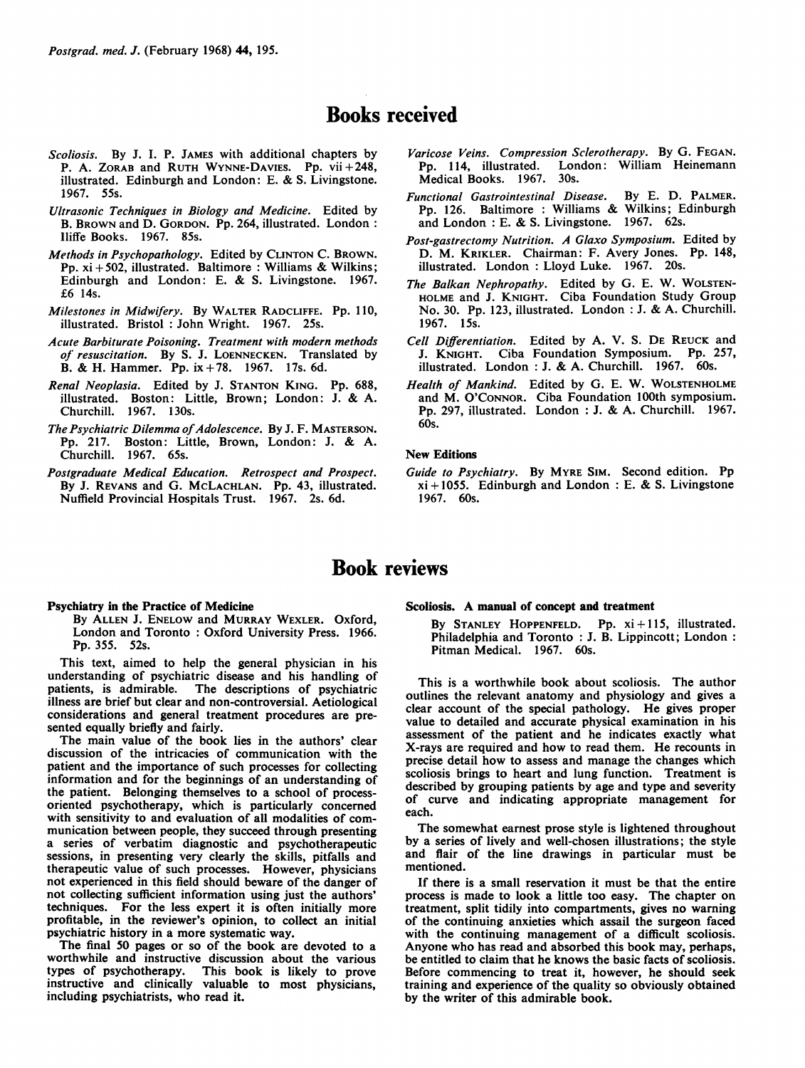# Books received

*Scoliosis.* By J. I. P. JAMES with additional chapters by P. A. ZORAB and RUTH WYNNE-DAVIES. Pp. vii + 248, illustrated. Edinburgh and London: E. & S. Livingstone. 1967. 55s.

*Ultrasonic Techniques in Biology and Medicine.* Edited by B. BROWN and D. GORDON. Pp. 264, illustrated. London : Iliffe Books. 1967. 85s.

*Methods in Psychopathology.* Edited by CLINTON C. BROWN. Pp. xi + 502, illustrated. Baltimore : Williams & Wilkins; Edinburgh and London: E. & S. Livingstone. 1967. £6 14s.

*Milestones in Midwifery.* By WALTER RADCLIFFE. Pp. 110, illustrated. Bristol : John Wright. 1967. 25s.

*Acute Barbiturate Poisoning. Treatment with modern methods of resuscitation.* By S. J. LOENNECKEN. Translated by B. & H. Hammer. Pp. ix + 78. 1967. 17s. 6d.

*Renal Neoplasia.* Edited by J. STANTON KING. Pp. 688, illustrated. Boston: Little, Brown; London: J. & A. Churchill. 1967. 130s.

*The Psychiatric Dilemma of Adolescence.* By J. F. MASTERSON. Pp. 217. Boston: Little, Brown, London: J. & A. Churchill. 1967. 65s.

*Postgraduate Medical Education. Retrospect and Prospect.* By J. REVANS and G. MCLACHLAN. Pp. 43, illustrated. Nuffield Provincial Hospitals Trust. 1967. 2s. 6d.

*Varicose Veins. Compression Sclerotherapy.* By G. FEGAN. Pp. 114, illustrated. London: William Heinemann Medical Books. 1967. 30s.

*Functional Gastrointestinal Disease.* By E. D. PALMER. Pp. 126. Baltimore : Williams & Wilkins; Edinburgh and London : E. & S. Livingstone. 1967. 62s.

*Post-gastrectomy Nutrition. A Glaxo Symposium.* Edited by D. M. KRIKLER. Chairman: F. Avery Jones. Pp. 148, illustrated. London : Lloyd Luke. 1967. 20s.

*The Balkan Nephropathy.* Edited by G. E. W. WOLSTENHOLME and J. KNIGHT. Ciba Foundation Study Group No. 30. Pp. 123, illustrated. London : J. & A. Churchill. 1967. 15s.

*Cell Differentiation.* Edited by A. V. S. DE REUCK and J. KNIGHT. Ciba Foundation Symposium. Pp. 257, illustrated. London : J. & A. Churchill. 1967. 60s.

*Health of Mankind.* Edited by G. E. W. WOLSTENHOLME and M. O'CONNOR. Ciba Foundation 100th symposium. Pp. 297, illustrated. London : J. & A. Churchill. 1967. 60s.

### New Editions

*Guide to Psychiatry.* By MYRE SIM. Second edition. Pp xi + 1055. Edinburgh and London : E. & S. Livingstone 1967. 60s.

# Book reviews

### Psychiatry in the Practice of Medicine

By ALLEN J. ENELOW and MURRAY WEXLER. Oxford, London and Toronto : Oxford University Press. 1966. Pp. 355. 52s.

This text, aimed to help the general physician in his understanding of psychiatric disease and his handling of patients, is admirable. The descriptions of psychiatric illness are brief but clear and non-controversial. Aetiological considerations and general treatment procedures are presented equally briefly and fairly.

The main value of the book lies in the authors' clear discussion of the intricacies of communication with the patient and the importance of such processes for collecting information and for the beginnings of an understanding of the patient. Belonging themselves to a school of process-oriented psychotherapy, which is particularly concerned with sensitivity to and evaluation of all modalities of communication between people, they succeed through presenting a series of verbatim diagnostic and psychotherapeutic sessions, in presenting very clearly the skills, pitfalls and therapeutic value of such processes. However, physicians not experienced in this field should beware of the danger of not collecting sufficient information using just the authors' techniques. For the less expert it is often initially more profitable, in the reviewer's opinion, to collect an initial psychiatric history in a more systematic way.

The final 50 pages or so of the book are devoted to a worthwhile and instructive discussion about the various types of psychotherapy. This book is likely to prove instructive and clinically valuable to most physicians, including psychiatrists, who read it.

### Scoliosis. A manual of concept and treatment

By STANLEY HOPPENFELD. Pp. xi + 115, illustrated. Philadelphia and Toronto : J. B. Lippincott; London : Pitman Medical. 1967. 60s.

This is a worthwhile book about scoliosis. The author outlines the relevant anatomy and physiology and gives a clear account of the special pathology. He gives proper value to detailed and accurate physical examination in his assessment of the patient and he indicates exactly what X-rays are required and how to read them. He recounts in precise detail how to assess and manage the changes which scoliosis brings to heart and lung function. Treatment is described by grouping patients by age and type and severity of curve and indicating appropriate management for each.

The somewhat earnest prose style is lightened throughout by a series of lively and well-chosen illustrations; the style and flair of the line drawings in particular must be mentioned.

If there is a small reservation it must be that the entire process is made to look a little too easy. The chapter on treatment, split tidily into compartments, gives no warning of the continuing anxieties which assail the surgeon faced with the continuing management of a difficult scoliosis. Anyone who has read and absorbed this book may, perhaps, be entitled to claim that he knows the basic facts of scoliosis. Before commencing to treat it, however, he should seek training and experience of the quality so obviously obtained by the writer of this admirable book.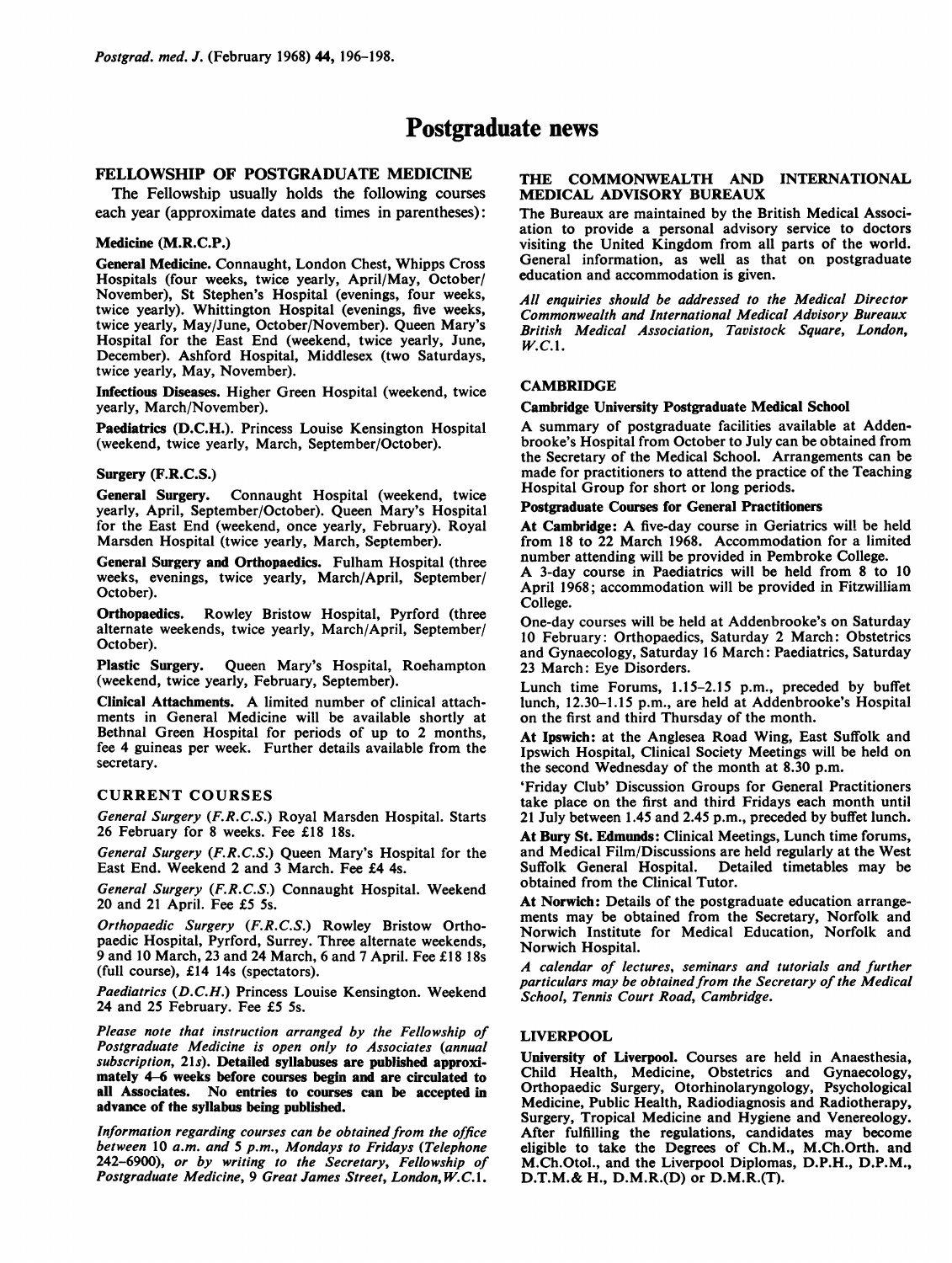# Postgraduate news

## FELLOWSHIP OF POSTGRADUATE MEDICINE

The Fellowship usually holds the following courses each year (approximate dates and times in parentheses):

### Medicine (M.R.C.P.)

**General Medicine.** Connaught, London Chest, Whipps Cross Hospitals (four weeks, twice yearly, April/May, October/November), St Stephen's Hospital (evenings, four weeks, twice yearly). Whittington Hospital (evenings, five weeks, twice yearly, May/June, October/November). Queen Mary's Hospital for the East End (weekend, twice yearly, June, December). Ashford Hospital, Middlesex (two Saturdays, twice yearly, May, November).

**Infectious Diseases.** Higher Green Hospital (weekend, twice yearly, March/November).

**Paediatrics (D.C.H.).** Princess Louise Kensington Hospital (weekend, twice yearly, March, September/October).

### Surgery (F.R.C.S.)

**General Surgery.** Connaught Hospital (weekend, twice yearly, April, September/October). Queen Mary's Hospital for the East End (weekend, once yearly, February). Royal Marsden Hospital (twice yearly, March, September).

**General Surgery and Orthopaedics.** Fulham Hospital (three weeks, evenings, twice yearly, March/April, September/October).

**Orthopaedics.** Rowley Bristow Hospital, Pyrford (three alternate weekends, twice yearly, March/April, September/October).

**Plastic Surgery.** Queen Mary's Hospital, Roehampton (weekend, twice yearly, February, September).

**Clinical Attachments.** A limited number of clinical attachments in General Medicine will be available shortly at Bethnal Green Hospital for periods of up to 2 months, fee 4 guineas per week. Further details available from the secretary.

### CURRENT COURSES

*General Surgery (F.R.C.S.)* Royal Marsden Hospital. Starts 26 February for 8 weeks. Fee £18 18s.

*General Surgery (F.R.C.S.)* Queen Mary's Hospital for the East End. Weekend 2 and 3 March. Fee £4 4s.

*General Surgery (F.R.C.S.)* Connaught Hospital. Weekend 20 and 21 April. Fee £5 5s.

*Orthopaedic Surgery (F.R.C.S.)* Rowley Bristow Orthopaedic Hospital, Pyrford, Surrey. Three alternate weekends, 9 and 10 March, 23 and 24 March, 6 and 7 April. Fee £18 18s (full course), £14 14s (spectators).

*Paediatrics (D.C.H.)* Princess Louise Kensington. Weekend 24 and 25 February. Fee £5 5s.

*Please note that instruction arranged by the Fellowship of Postgraduate Medicine is open only to Associates (annual subscription, 21s).* ***Detailed syllabuses are published approximately 4–6 weeks before courses begin and are circulated to all Associates. No entries to courses can be accepted in advance of the syllabus being published.***

*Information regarding courses can be obtained from the office between 10 a.m. and 5 p.m., Mondays to Fridays (Telephone 242-6900), or by writing to the Secretary, Fellowship of Postgraduate Medicine, 9 Great James Street, London, W.C.1.*

## THE COMMONWEALTH AND INTERNATIONAL MEDICAL ADVISORY BUREAUX

The Bureaux are maintained by the British Medical Association to provide a personal advisory service to doctors visiting the United Kingdom from all parts of the world. General information, as well as that on postgraduate education and accommodation is given.

*All enquiries should be addressed to the Medical Director Commonwealth and International Medical Advisory Bureaux British Medical Association, Tavistock Square, London, W.C.1.*

## CAMBRIDGE

### Cambridge University Postgraduate Medical School

A summary of postgraduate facilities available at Addenbrooke's Hospital from October to July can be obtained from the Secretary of the Medical School. Arrangements can be made for practitioners to attend the practice of the Teaching Hospital Group for short or long periods.

### Postgraduate Courses for General Practitioners

**At Cambridge:** A five-day course in Geriatrics will be held from 18 to 22 March 1968. Accommodation for a limited number attending will be provided in Pembroke College.

A 3-day course in Paediatrics will be held from 8 to 10 April 1968; accommodation will be provided in Fitzwilliam College.

One-day courses will be held at Addenbrooke's on Saturday 10 February: Orthopaedics, Saturday 2 March: Obstetrics and Gynaecology, Saturday 16 March: Paediatrics, Saturday 23 March: Eye Disorders.

Lunch time Forums, 1.15–2.15 p.m., preceded by buffet lunch, 12.30–1.15 p.m., are held at Addenbrooke's Hospital on the first and third Thursday of the month.

**At Ipswich:** at the Anglesea Road Wing, East Suffolk and Ipswich Hospital, Clinical Society Meetings will be held on the second Wednesday of the month at 8.30 p.m.

'Friday Club' Discussion Groups for General Practitioners take place on the first and third Fridays each month until 21 July between 1.45 and 2.45 p.m., preceded by buffet lunch.

**At Bury St. Edmunds:** Clinical Meetings, Lunch time forums, and Medical Film/Discussions are held regularly at the West Suffolk General Hospital. Detailed timetables may be obtained from the Clinical Tutor.

**At Norwich:** Details of the postgraduate education arrangements may be obtained from the Secretary, Norfolk and Norwich Institute for Medical Education, Norfolk and Norwich Hospital.

*A calendar of lectures, seminars and tutorials and further particulars may be obtained from the Secretary of the Medical School, Tennis Court Road, Cambridge.*

## LIVERPOOL

**University of Liverpool.** Courses are held in Anaesthesia, Child Health, Medicine, Obstetrics and Gynaecology, Orthopaedic Surgery, Otorhinolaryngology, Psychological Medicine, Public Health, Radiodiagnosis and Radiotherapy, Surgery, Tropical Medicine and Hygiene and Venereology. After fulfilling the regulations, candidates may become eligible to take the Degrees of Ch.M., M.Ch.Orth. and M.Ch.Otol., and the Liverpool Diplomas, D.P.H., D.P.M., D.T.M.& H., D.M.R.(D) or D.M.R.(T).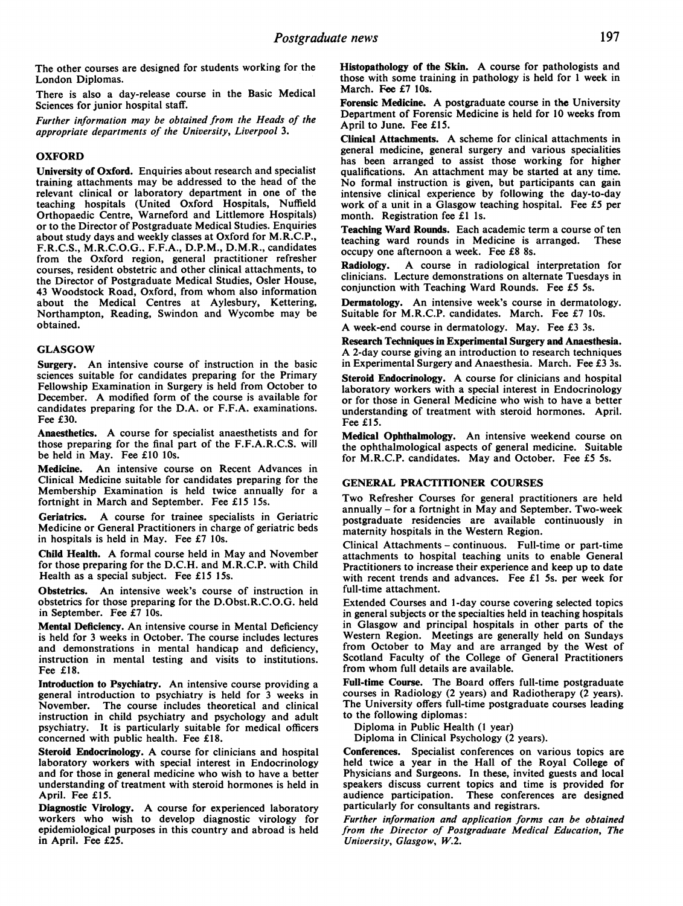The other courses are designed for students working for the London Diplomas.

There is also a day-release course in the Basic Medical Sciences for junior hospital staff.

*Further information may be obtained from the Heads of the appropriate departments of the University, Liverpool 3.*

## OXFORD

**University of Oxford.** Enquiries about research and specialist training attachments may be addressed to the head of the relevant clinical or laboratory department in one of the teaching hospitals (United Oxford Hospitals, Nuffield Orthopaedic Centre, Warneford and Littlemore Hospitals) or to the Director of Postgraduate Medical Studies. Enquiries about study days and weekly classes at Oxford for M.R.C.P., F.R.C.S., M.R.C.O.G., F.F.A., D.P.M., D.M.R., candidates from the Oxford region, general practitioner refresher courses, resident obstetric and other clinical attachments, to the Director of Postgraduate Medical Studies, Osler House, 43 Woodstock Road, Oxford, from whom also information about the Medical Centres at Aylesbury, Kettering, Northampton, Reading, Swindon and Wycombe may be obtained.

## GLASGOW

**Surgery.** An intensive course of instruction in the basic sciences suitable for candidates preparing for the Primary Fellowship Examination in Surgery is held from October to December. A modified form of the course is available for candidates preparing for the D.A. or F.F.A. examinations. Fee £30.

**Anaesthetics.** A course for specialist anaesthetists and for those preparing for the final part of the F.F.A.R.C.S. will be held in May. Fee £10 10s.

**Medicine.** An intensive course on Recent Advances in Clinical Medicine suitable for candidates preparing for the Membership Examination is held twice annually for a fortnight in March and September. Fee £15 15s.

**Geriatrics.** A course for trainee specialists in Geriatric Medicine or General Practitioners in charge of geriatric beds in hospitals is held in May. Fee £7 10s.

**Child Health.** A formal course held in May and November for those preparing for the D.C.H. and M.R.C.P. with Child Health as a special subject. Fee £15 15s.

**Obstetrics.** An intensive week's course of instruction in obstetrics for those preparing for the D.Obst.R.C.O.G. held in September. Fee £7 10s.

**Mental Deficiency.** An intensive course in Mental Deficiency is held for 3 weeks in October. The course includes lectures and demonstrations in mental handicap and deficiency, instruction in mental testing and visits to institutions. Fee £18.

**Introduction to Psychiatry.** An intensive course providing a general introduction to psychiatry is held for 3 weeks in November. The course includes theoretical and clinical instruction in child psychiatry and psychology and adult psychiatry. It is particularly suitable for medical officers concerned with public health. Fee £18.

**Steroid Endocrinology.** A course for clinicians and hospital laboratory workers with special interest in Endocrinology and for those in general medicine who wish to have a better understanding of treatment with steroid hormones is held in April. Fee £15.

**Diagnostic Virology.** A course for experienced laboratory workers who wish to develop diagnostic virology for epidemiological purposes in this country and abroad is held in April. Fee £25.

**Histopathology of the Skin.** A course for pathologists and those with some training in pathology is held for 1 week in March. Fee £7 10s.

**Forensic Medicine.** A postgraduate course in the University Department of Forensic Medicine is held for 10 weeks from April to June. Fee £15.

**Clinical Attachments.** A scheme for clinical attachments in general medicine, general surgery and various specialities has been arranged to assist those working for higher qualifications. An attachment may be started at any time. No formal instruction is given, but participants can gain intensive clinical experience by following the day-to-day work of a unit in a Glasgow teaching hospital. Fee £5 per month. Registration fee £1 1s.

**Teaching Ward Rounds.** Each academic term a course of ten teaching ward rounds in Medicine is arranged. These occupy one afternoon a week. Fee £8 8s.

**Radiology.** A course in radiological interpretation for clinicians. Lecture demonstrations on alternate Tuesdays in conjunction with Teaching Ward Rounds. Fee £5 5s.

**Dermatology.** An intensive week's course in dermatology. Suitable for M.R.C.P. candidates. March. Fee £7 10s.

A week-end course in dermatology. May. Fee £3 3s.

**Research Techniques in Experimental Surgery and Anaesthesia.** A 2-day course giving an introduction to research techniques in Experimental Surgery and Anaesthesia. March. Fee £3 3s.

**Steroid Endocrinology.** A course for clinicians and hospital laboratory workers with a special interest in Endocrinology or for those in General Medicine who wish to have a better understanding of treatment with steroid hormones. April. Fee £15.

**Medical Ophthalmology.** An intensive weekend course on the ophthalmological aspects of general medicine. Suitable for M.R.C.P. candidates. May and October. Fee £5 5s.

## GENERAL PRACTITIONER COURSES

Two Refresher Courses for general practitioners are held annually – for a fortnight in May and September. Two-week postgraduate residencies are available continuously in maternity hospitals in the Western Region.

Clinical Attachments – continuous. Full-time or part-time attachments to hospital teaching units to enable General Practitioners to increase their experience and keep up to date with recent trends and advances. Fee £1 5s. per week for full-time attachment.

Extended Courses and 1-day course covering selected topics in general subjects or the specialties held in teaching hospitals in Glasgow and principal hospitals in other parts of the Western Region. Meetings are generally held on Sundays from October to May and are arranged by the West of Scotland Faculty of the College of General Practitioners from whom full details are available.

**Full-time Course.** The Board offers full-time postgraduate courses in Radiology (2 years) and Radiotherapy (2 years). The University offers full-time postgraduate courses leading to the following diplomas:

Diploma in Public Health (1 year)
Diploma in Clinical Psychology (2 years).

**Conferences.** Specialist conferences on various topics are held twice a year in the Hall of the Royal College of Physicians and Surgeons. In these, invited guests and local speakers discuss current topics and time is provided for audience participation. These conferences are designed particularly for consultants and registrars.

*Further information and application forms can be obtained from the Director of Postgraduate Medical Education, The University, Glasgow, W.2.*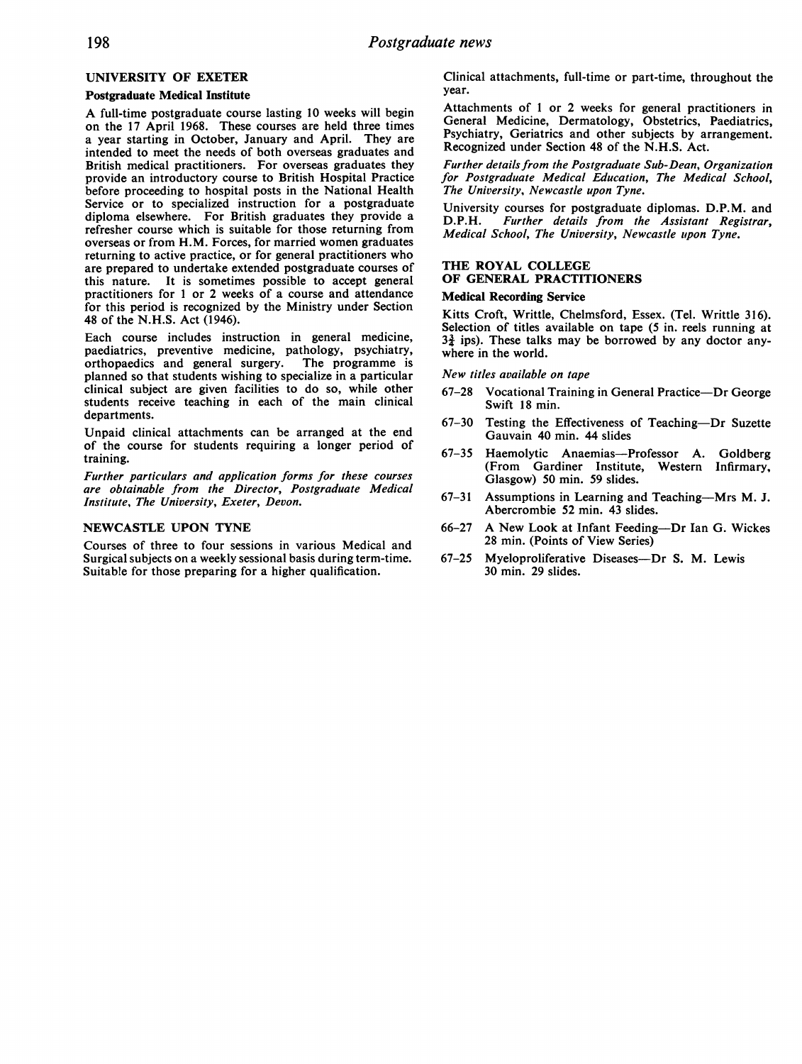## UNIVERSITY OF EXETER

### Postgraduate Medical Institute

A full-time postgraduate course lasting 10 weeks will begin on the 17 April 1968. These courses are held three times a year starting in October, January and April. They are intended to meet the needs of both overseas graduates and British medical practitioners. For overseas graduates they provide an introductory course to British Hospital Practice before proceeding to hospital posts in the National Health Service or to specialized instruction for a postgraduate diploma elsewhere. For British graduates they provide a refresher course which is suitable for those returning from overseas or from H.M. Forces, for married women graduates returning to active practice, or for general practitioners who are prepared to undertake extended postgraduate courses of this nature. It is sometimes possible to accept general practitioners for 1 or 2 weeks of a course and attendance for this period is recognized by the Ministry under Section 48 of the N.H.S. Act (1946).

Each course includes instruction in general medicine, paediatrics, preventive medicine, pathology, psychiatry, orthopaedics and general surgery. The programme is planned so that students wishing to specialize in a particular clinical subject are given facilities to do so, while other students receive teaching in each of the main clinical departments.

Unpaid clinical attachments can be arranged at the end of the course for students requiring a longer period of training.

*Further particulars and application forms for these courses are obtainable from the Director, Postgraduate Medical Institute, The University, Exeter, Devon.*

## NEWCASTLE UPON TYNE

Courses of three to four sessions in various Medical and Surgical subjects on a weekly sessional basis during term-time. Suitable for those preparing for a higher qualification.

Clinical attachments, full-time or part-time, throughout the year.

Attachments of 1 or 2 weeks for general practitioners in General Medicine, Dermatology, Obstetrics, Paediatrics, Psychiatry, Geriatrics and other subjects by arrangement. Recognized under Section 48 of the N.H.S. Act.

*Further details from the Postgraduate Sub-Dean, Organization for Postgraduate Medical Education, The Medical School, The University, Newcastle upon Tyne.*

University courses for postgraduate diplomas. D.P.M. and D.P.H. *Further details from the Assistant Registrar, Medical School, The University, Newcastle upon Tyne.*

## THE ROYAL COLLEGE OF GENERAL PRACTITIONERS

### Medical Recording Service

Kitts Croft, Writtle, Chelmsford, Essex. (Tel. Writtle 316). Selection of titles available on tape (5 in. reels running at $3\frac{3}{4}$ ips). These talks may be borrowed by any doctor anywhere in the world.

*New titles available on tape*

- 67–28 Vocational Training in General Practice—Dr George Swift 18 min.
- 67–30 Testing the Effectiveness of Teaching—Dr Suzette Gauvain 40 min. 44 slides
- 67–35 Haemolytic Anaemias—Professor A. Goldberg (From Gardiner Institute, Western Infirmary, Glasgow) 50 min. 59 slides.
- 67–31 Assumptions in Learning and Teaching—Mrs M. J. Abercrombie 52 min. 43 slides.
- 66–27 A New Look at Infant Feeding—Dr Ian G. Wickes 28 min. (Points of View Series)
- 67–25 Myeloproliferative Diseases—Dr S. M. Lewis 30 min. 29 slides.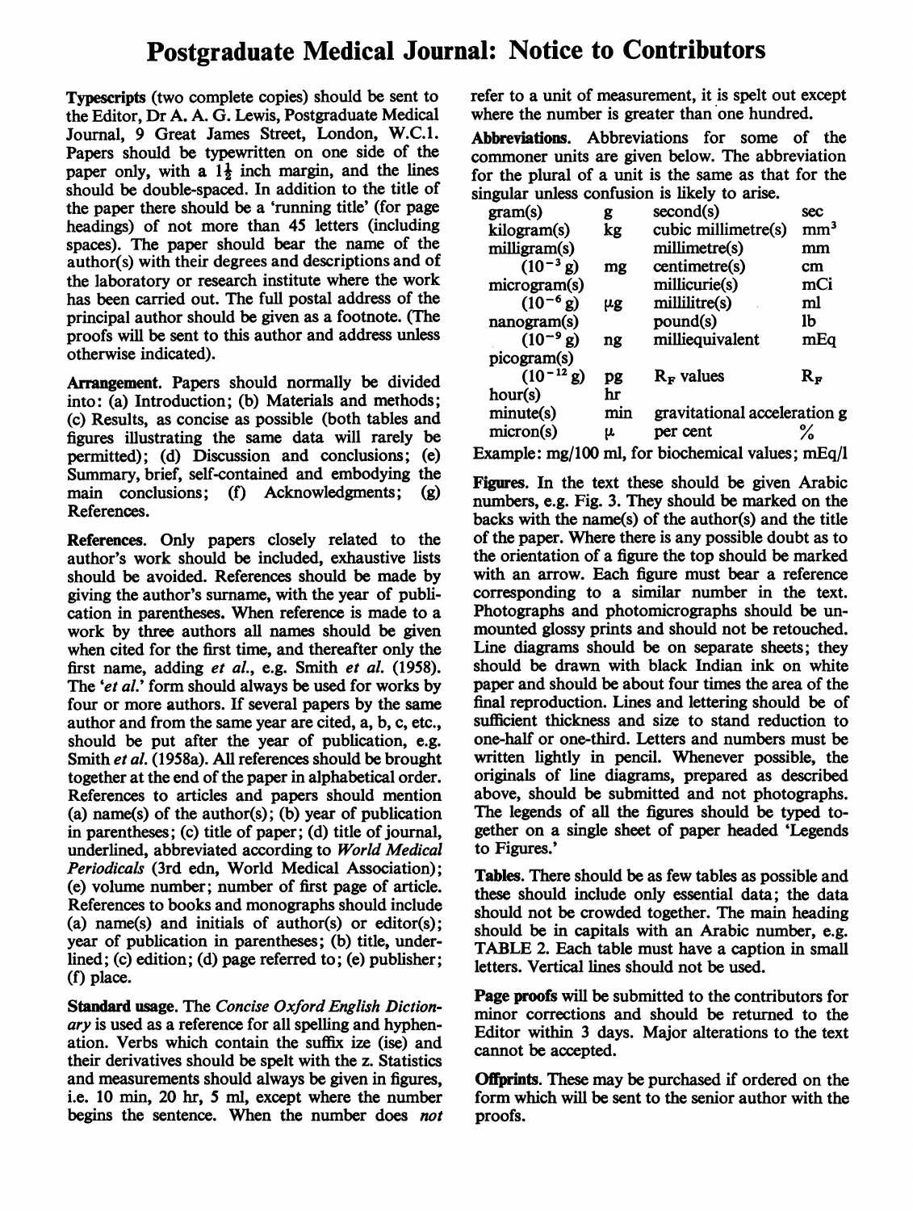# Postgraduate Medical Journal: Notice to Contributors

**Typescripts** (two complete copies) should be sent to the Editor, Dr A. A. G. Lewis, Postgraduate Medical Journal, 9 Great James Street, London, W.C.1. Papers should be typewritten on one side of the paper only, with a $1\frac{1}{2}$ inch margin, and the lines should be double-spaced. In addition to the title of the paper there should be a 'running title' (for page headings) of not more than 45 letters (including spaces). The paper should bear the name of the author(s) with their degrees and descriptions and of the laboratory or research institute where the work has been carried out. The full postal address of the principal author should be given as a footnote. (The proofs will be sent to this author and address unless otherwise indicated).

**Arrangement.** Papers should normally be divided into: (a) Introduction; (b) Materials and methods; (c) Results, as concise as possible (both tables and figures illustrating the same data will rarely be permitted); (d) Discussion and conclusions; (e) Summary, brief, self-contained and embodying the main conclusions; (f) Acknowledgments; (g) References.

**References.** Only papers closely related to the author's work should be included, exhaustive lists should be avoided. References should be made by giving the author's surname, with the year of publication in parentheses. When reference is made to a work by three authors all names should be given when cited for the first time, and thereafter only the first name, adding *et al.*, e.g. Smith *et al.* (1958). The '*et al.*' form should always be used for works by four or more authors. If several papers by the same author and from the same year are cited, a, b, c, etc., should be put after the year of publication, e.g. Smith *et al.* (1958a). All references should be brought together at the end of the paper in alphabetical order. References to articles and papers should mention (a) name(s) of the author(s); (b) year of publication in parentheses; (c) title of paper; (d) title of journal, underlined, abbreviated according to *World Medical Periodicals* (3rd edn, World Medical Association); (e) volume number; number of first page of article. References to books and monographs should include (a) name(s) and initials of author(s) or editor(s); year of publication in parentheses; (b) title, underlined; (c) edition; (d) page referred to; (e) publisher; (f) place.

**Standard usage.** The *Concise Oxford English Dictionary* is used as a reference for all spelling and hyphenation. Verbs which contain the suffix ize (ise) and their derivatives should be spelt with the z. Statistics and measurements should always be given in figures, i.e. 10 min, 20 hr, 5 ml, except where the number begins the sentence. When the number does *not* refer to a unit of measurement, it is spelt out except where the number is greater than one hundred.

**Abbreviations.** Abbreviations for some of the commoner units are given below. The abbreviation for the plural of a unit is the same as that for the singular unless confusion is likely to arise.

| | | | |
|---|---|---|---|
| gram(s) | g | second(s) | sec |
| kilogram(s) | kg | cubic millimetre(s) | $mm^3$ |
| milligram(s) ($10^{-3}$ g) | mg | millimetre(s) | mm |
| | | centimetre(s) | cm |
| microgram(s) ($10^{-6}$ g) | μg | millicurie(s) | mCi |
| | | millilitre(s) | ml |
| nanogram(s) ($10^{-9}$ g) | ng | pound(s) | lb |
| | | milliequivalent | mEq |
| picogram(s) ($10^{-12}$ g) | pg | $R_F$ values | $R_F$ |
| hour(s) | hr | | |
| minute(s) | min | gravitational acceleration | g |
| micron(s) | μ | per cent | % |

Example: mg/100 ml, for biochemical values; mEq/l

**Figures.** In the text these should be given Arabic numbers, e.g. Fig. 3. They should be marked on the backs with the name(s) of the author(s) and the title of the paper. Where there is any possible doubt as to the orientation of a figure the top should be marked with an arrow. Each figure must bear a reference corresponding to a similar number in the text. Photographs and photomicrographs should be unmounted glossy prints and should not be retouched. Line diagrams should be on separate sheets; they should be drawn with black Indian ink on white paper and should be about four times the area of the final reproduction. Lines and lettering should be of sufficient thickness and size to stand reduction to one-half or one-third. Letters and numbers must be written lightly in pencil. Whenever possible, the originals of line diagrams, prepared as described above, should be submitted and not photographs. The legends of all the figures should be typed together on a single sheet of paper headed 'Legends to Figures.'

**Tables.** There should be as few tables as possible and these should include only essential data; the data should not be crowded together. The main heading should be in capitals with an Arabic number, e.g. TABLE 2. Each table must have a caption in small letters. Vertical lines should not be used.

**Page proofs** will be submitted to the contributors for minor corrections and should be returned to the Editor within 3 days. Major alterations to the text cannot be accepted.

**Offprints.** These may be purchased if ordered on the form which will be sent to the senior author with the proofs.